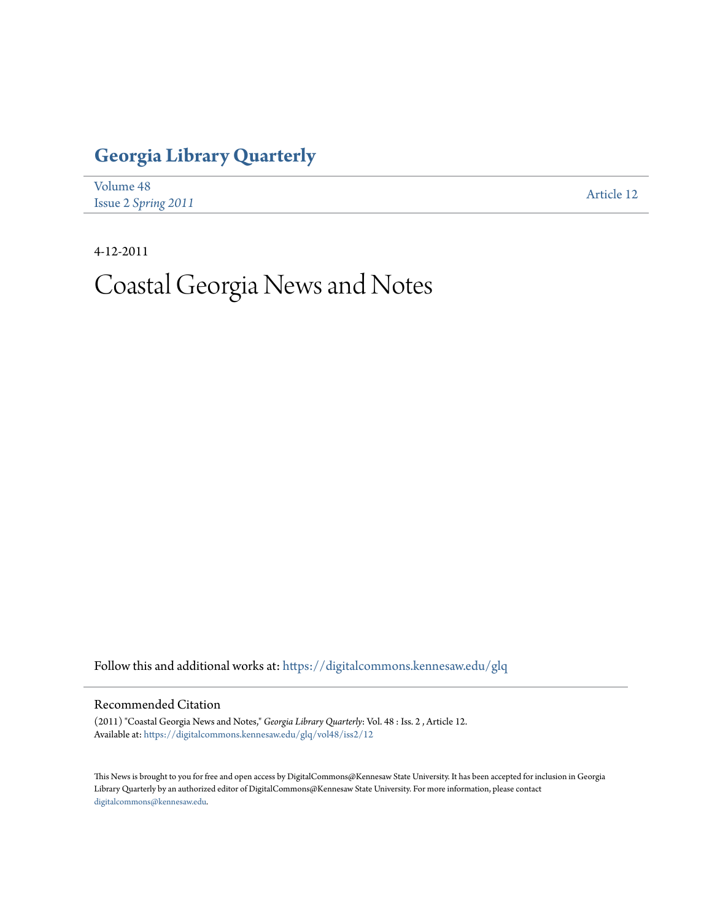# Georgia Library Quarterly

Volume 48
Issue 2 *Spring 2011*

Article 12

4-12-2011

# Coastal Georgia News and Notes

Follow this and additional works at: https://digitalcommons.kennesaw.edu/glq

## Recommended Citation

(2011) "Coastal Georgia News and Notes," *Georgia Library Quarterly*: Vol. 48 : Iss. 2 , Article 12.
Available at: https://digitalcommons.kennesaw.edu/glq/vol48/iss2/12

This News is brought to you for free and open access by DigitalCommons@Kennesaw State University. It has been accepted for inclusion in Georgia Library Quarterly by an authorized editor of DigitalCommons@Kennesaw State University. For more information, please contact digitalcommons@kennesaw.edu.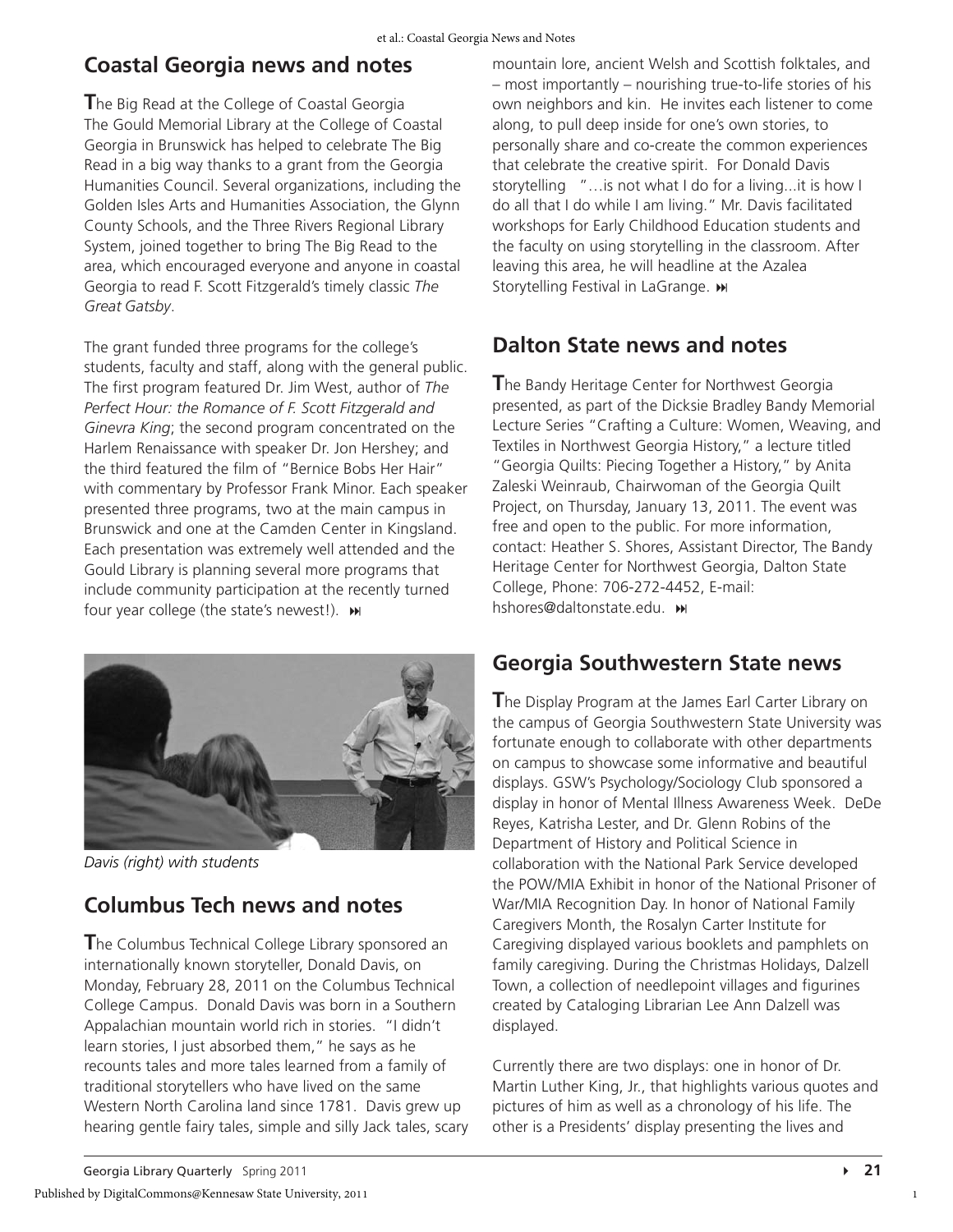## Coastal Georgia news and notes

**T**he Big Read at the College of Coastal Georgia The Gould Memorial Library at the College of Coastal Georgia in Brunswick has helped to celebrate The Big Read in a big way thanks to a grant from the Georgia Humanities Council. Several organizations, including the Golden Isles Arts and Humanities Association, the Glynn County Schools, and the Three Rivers Regional Library System, joined together to bring The Big Read to the area, which encouraged everyone and anyone in coastal Georgia to read F. Scott Fitzgerald's timely classic *The Great Gatsby*.

The grant funded three programs for the college's students, faculty and staff, along with the general public. The first program featured Dr. Jim West, author of *The Perfect Hour: the Romance of F. Scott Fitzgerald and Ginevra King*; the second program concentrated on the Harlem Renaissance with speaker Dr. Jon Hershey; and the third featured the film of "Bernice Bobs Her Hair" with commentary by Professor Frank Minor. Each speaker presented three programs, two at the main campus in Brunswick and one at the Camden Center in Kingsland. Each presentation was extremely well attended and the Gould Library is planning several more programs that include community participation at the recently turned four year college (the state's newest!). ⏭

*Davis (right) with students*

## Columbus Tech news and notes

**T**he Columbus Technical College Library sponsored an internationally known storyteller, Donald Davis, on Monday, February 28, 2011 on the Columbus Technical College Campus. Donald Davis was born in a Southern Appalachian mountain world rich in stories. "I didn't learn stories, I just absorbed them," he says as he recounts tales and more tales learned from a family of traditional storytellers who have lived on the same Western North Carolina land since 1781. Davis grew up hearing gentle fairy tales, simple and silly Jack tales, scary mountain lore, ancient Welsh and Scottish folktales, and – most importantly – nourishing true-to-life stories of his own neighbors and kin. He invites each listener to come along, to pull deep inside for one's own stories, to personally share and co-create the common experiences that celebrate the creative spirit. For Donald Davis storytelling "…is not what I do for a living...it is how I do all that I do while I am living." Mr. Davis facilitated workshops for Early Childhood Education students and the faculty on using storytelling in the classroom. After leaving this area, he will headline at the Azalea Storytelling Festival in LaGrange. ⏭

## Dalton State news and notes

**T**he Bandy Heritage Center for Northwest Georgia presented, as part of the Dicksie Bradley Bandy Memorial Lecture Series "Crafting a Culture: Women, Weaving, and Textiles in Northwest Georgia History," a lecture titled "Georgia Quilts: Piecing Together a History," by Anita Zaleski Weinraub, Chairwoman of the Georgia Quilt Project, on Thursday, January 13, 2011. The event was free and open to the public. For more information, contact: Heather S. Shores, Assistant Director, The Bandy Heritage Center for Northwest Georgia, Dalton State College, Phone: 706-272-4452, E-mail: hshores@daltonstate.edu. ⏭

## Georgia Southwestern State news

**T**he Display Program at the James Earl Carter Library on the campus of Georgia Southwestern State University was fortunate enough to collaborate with other departments on campus to showcase some informative and beautiful displays. GSW's Psychology/Sociology Club sponsored a display in honor of Mental Illness Awareness Week. DeDe Reyes, Katrisha Lester, and Dr. Glenn Robins of the Department of History and Political Science in collaboration with the National Park Service developed the POW/MIA Exhibit in honor of the National Prisoner of War/MIA Recognition Day. In honor of National Family Caregivers Month, the Rosalyn Carter Institute for Caregiving displayed various booklets and pamphlets on family caregiving. During the Christmas Holidays, Dalzell Town, a collection of needlepoint villages and figurines created by Cataloging Librarian Lee Ann Dalzell was displayed.

Currently there are two displays: one in honor of Dr. Martin Luther King, Jr., that highlights various quotes and pictures of him as well as a chronology of his life. The other is a Presidents' display presenting the lives and